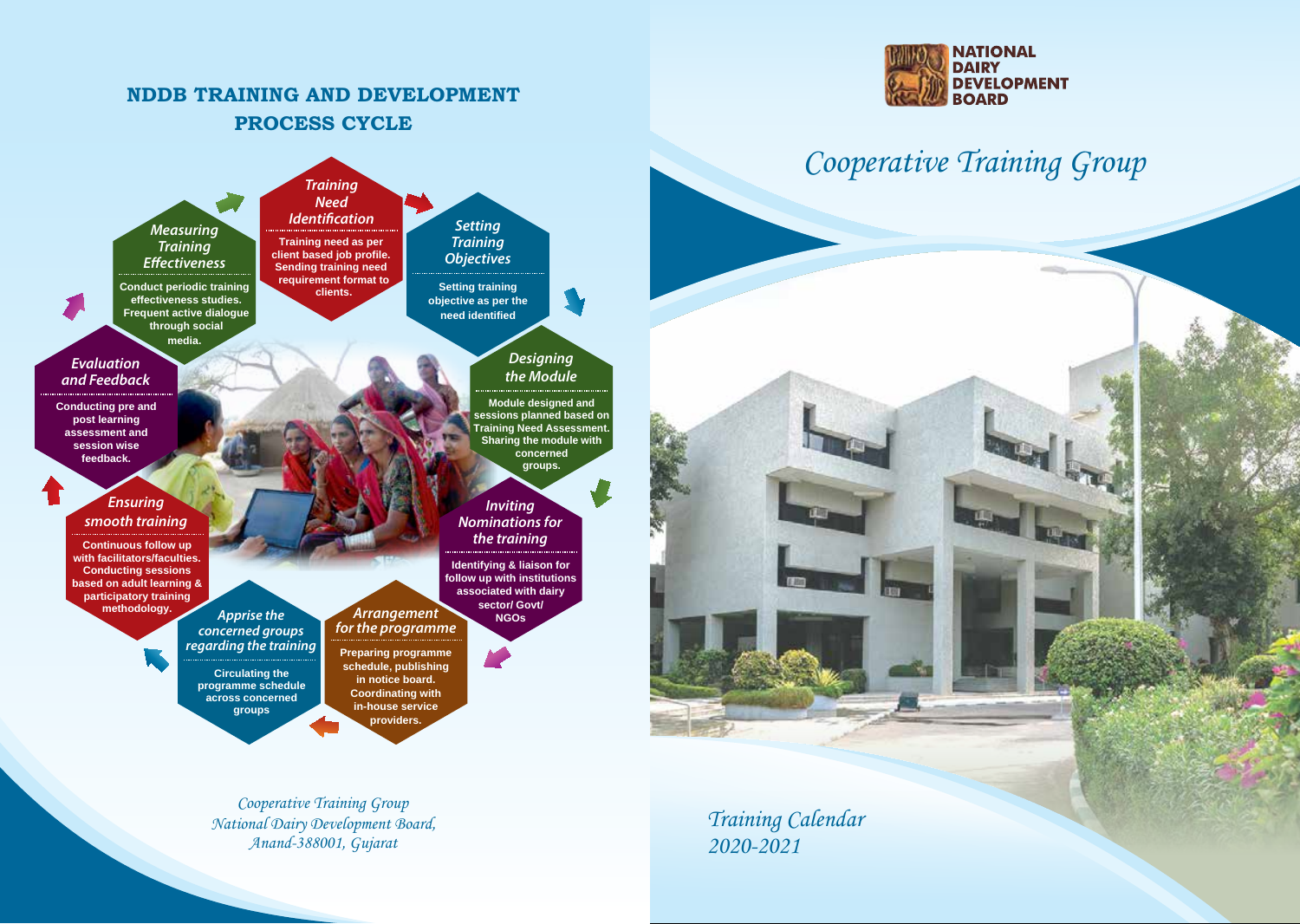# NDDB TRAINING AND DEVELOPMENT PROCESS CYCLE

### *Training Need Identification*

Training need as per client based job profile. Sending training need requirement format to clients.

### *Setting Training Objectives*

Setting training objective as per the need identified

### *Designing the Module*

Module designed and sessions planned based on Training Need Assessment. Sharing the module with concerned groups.

### *Inviting Nominations for the training*

Identifying & liaison for follow up with institutions associated with dairy sector/ Govt/ NGOs

### *Arrangement for the programme*

Preparing programme schedule, publishing in notice board. Coordinating with in-house service providers.

### *Apprise the concerned groups regarding the training*

Circulating the programme schedule across concerned groups

### *Ensuring smooth training*

Continuous follow up with facilitators/faculties. Conducting sessions based on adult learning & participatory training methodology.

### *Evaluation and Feedback*

Conducting pre and post learning assessment and session wise feedback.

### *Measuring Training Effectiveness*

Conduct periodic training effectiveness studies. Frequent active dialogue through social media.

*Cooperative Training Group*
*National Dairy Development Board,*
*Anand-388001, Gujarat*

**NATIONAL DAIRY DEVELOPMENT BOARD**

# *Cooperative Training Group*

*Training Calendar*
*2020-2021*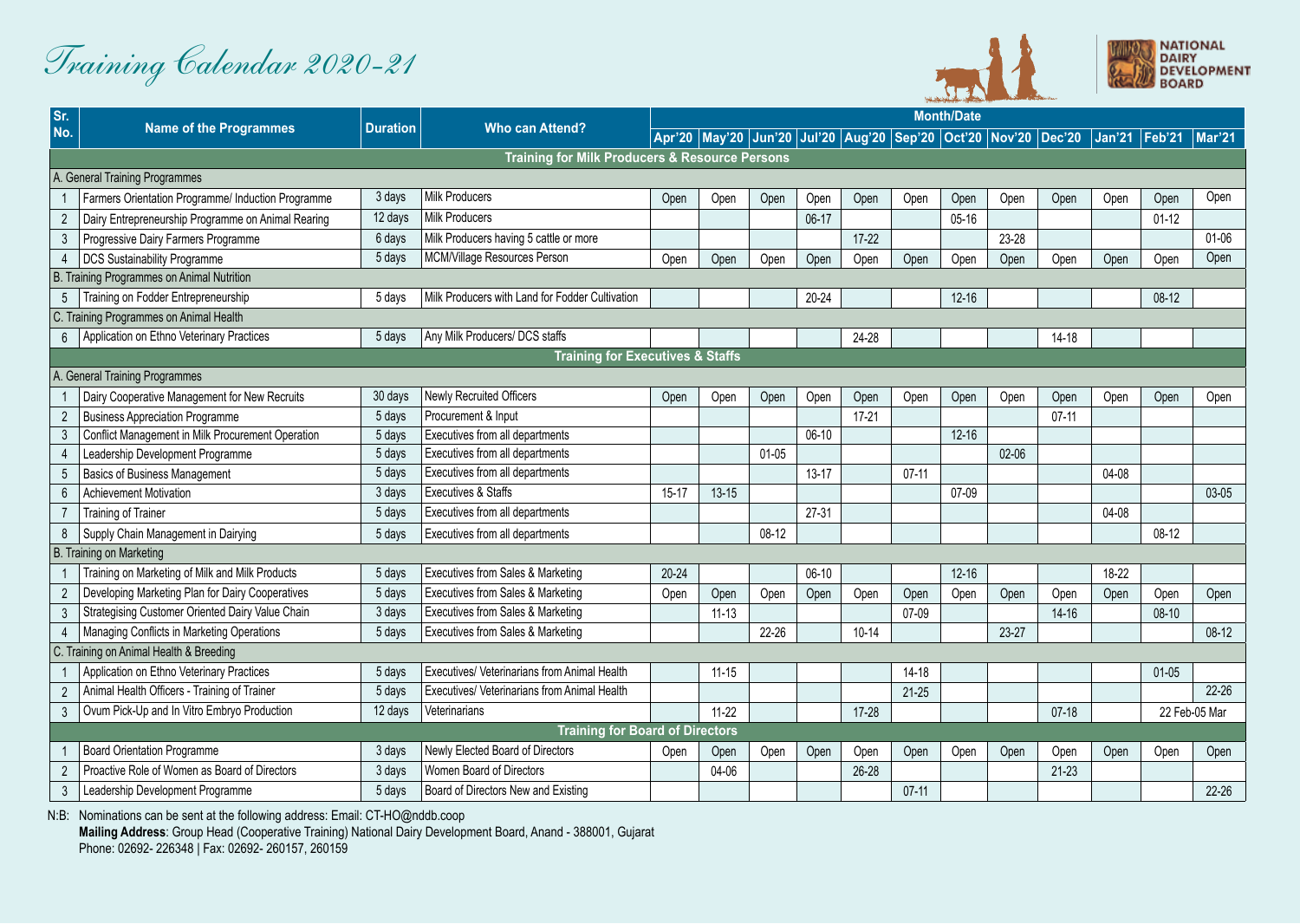# Training Calendar 2020-21

NATIONAL DAIRY DEVELOPMENT BOARD

| Sr. No. | Name of the Programmes | Duration | Who can Attend? | Month/Date | | | | | | | | | | | |
|---|---|---|---|---|---|---|---|---|---|---|---|---|---|---|---|
| | | | | Apr'20 | May'20 | Jun'20 | Jul'20 | Aug'20 | Sep'20 | Oct'20 | Nov'20 | Dec'20 | Jan'21 | Feb'21 | Mar'21 |
| **Training for Milk Producers & Resource Persons** | | | | | | | | | | | | | | | |
| A. General Training Programmes | | | | | | | | | | | | | | | |
| 1 | Farmers Orientation Programme/ Induction Programme | 3 days | Milk Producers | Open | Open | Open | Open | Open | Open | Open | Open | Open | Open | Open | Open |
| 2 | Dairy Entrepreneurship Programme on Animal Rearing | 12 days | Milk Producers | | | | 06-17 | | | 05-16 | | | | 01-12 | |
| 3 | Progressive Dairy Farmers Programme | 6 days | Milk Producers having 5 cattle or more | | | | | 17-22 | | | 23-28 | | | | 01-06 |
| 4 | DCS Sustainability Programme | 5 days | MCM/Village Resources Person | Open | Open | Open | Open | Open | Open | Open | Open | Open | Open | Open | Open |
| B. Training Programmes on Animal Nutrition | | | | | | | | | | | | | | | |
| 5 | Training on Fodder Entrepreneurship | 5 days | Milk Producers with Land for Fodder Cultivation | | | | 20-24 | | | 12-16 | | | | 08-12 | |
| C. Training Programmes on Animal Health | | | | | | | | | | | | | | | |
| 6 | Application on Ethno Veterinary Practices | 5 days | Any Milk Producers/ DCS staffs | | | | | 24-28 | | | | 14-18 | | | |
| **Training for Executives & Staffs** | | | | | | | | | | | | | | | |
| A. General Training Programmes | | | | | | | | | | | | | | | |
| 1 | Dairy Cooperative Management for New Recruits | 30 days | Newly Recruited Officers | Open | Open | Open | Open | Open | Open | Open | Open | Open | Open | Open | Open |
| 2 | Business Appreciation Programme | 5 days | Procurement & Input | | | | | 17-21 | | | | 07-11 | | | |
| 3 | Conflict Management in Milk Procurement Operation | 5 days | Executives from all departments | | | | 06-10 | | | 12-16 | | | | | |
| 4 | Leadership Development Programme | 5 days | Executives from all departments | | | 01-05 | | | | | 02-06 | | | | |
| 5 | Basics of Business Management | 5 days | Executives from all departments | | | | 13-17 | | 07-11 | | | | 04-08 | | |
| 6 | Achievement Motivation | 3 days | Executives & Staffs | 15-17 | 13-15 | | | | | 07-09 | | | | | 03-05 |
| 7 | Training of Trainer | 5 days | Executives from all departments | | | | 27-31 | | | | | | 04-08 | | |
| 8 | Supply Chain Management in Dairying | 5 days | Executives from all departments | | | 08-12 | | | | | | | | 08-12 | |
| B. Training on Marketing | | | | | | | | | | | | | | | |
| 1 | Training on Marketing of Milk and Milk Products | 5 days | Executives from Sales & Marketing | 20-24 | | | 06-10 | | | 12-16 | | | 18-22 | | |
| 2 | Developing Marketing Plan for Dairy Cooperatives | 5 days | Executives from Sales & Marketing | Open | Open | Open | Open | Open | Open | Open | Open | Open | Open | Open | Open |
| 3 | Strategising Customer Oriented Dairy Value Chain | 3 days | Executives from Sales & Marketing | | 11-13 | | | | 07-09 | | | 14-16 | | 08-10 | |
| 4 | Managing Conflicts in Marketing Operations | 5 days | Executives from Sales & Marketing | | | 22-26 | | 10-14 | | | 23-27 | | | | 08-12 |
| C. Training on Animal Health & Breeding | | | | | | | | | | | | | | | |
| 1 | Application on Ethno Veterinary Practices | 5 days | Executives/ Veterinarians from Animal Health | | 11-15 | | | | 14-18 | | | | | 01-05 | |
| 2 | Animal Health Officers - Training of Trainer | 5 days | Executives/ Veterinarians from Animal Health | | | | | | 21-25 | | | | | | 22-26 |
| 3 | Ovum Pick-Up and In Vitro Embryo Production | 12 days | Veterinarians | | 11-22 | | | 17-28 | | | | 07-18 | | 22 Feb-05 Mar | |
| **Training for Board of Directors** | | | | | | | | | | | | | | | |
| 1 | Board Orientation Programme | 3 days | Newly Elected Board of Directors | Open | Open | Open | Open | Open | Open | Open | Open | Open | Open | Open | Open |
| 2 | Proactive Role of Women as Board of Directors | 3 days | Women Board of Directors | | 04-06 | | | 26-28 | | | | 21-23 | | | |
| 3 | Leadership Development Programme | 5 days | Board of Directors New and Existing | | | | | | 07-11 | | | | | | 22-26 |

N:B: Nominations can be sent at the following address: Email: CT-HO@nddb.coop

**Mailing Address**: Group Head (Cooperative Training) National Dairy Development Board, Anand - 388001, Gujarat
Phone: 02692- 226348 | Fax: 02692- 260157, 260159